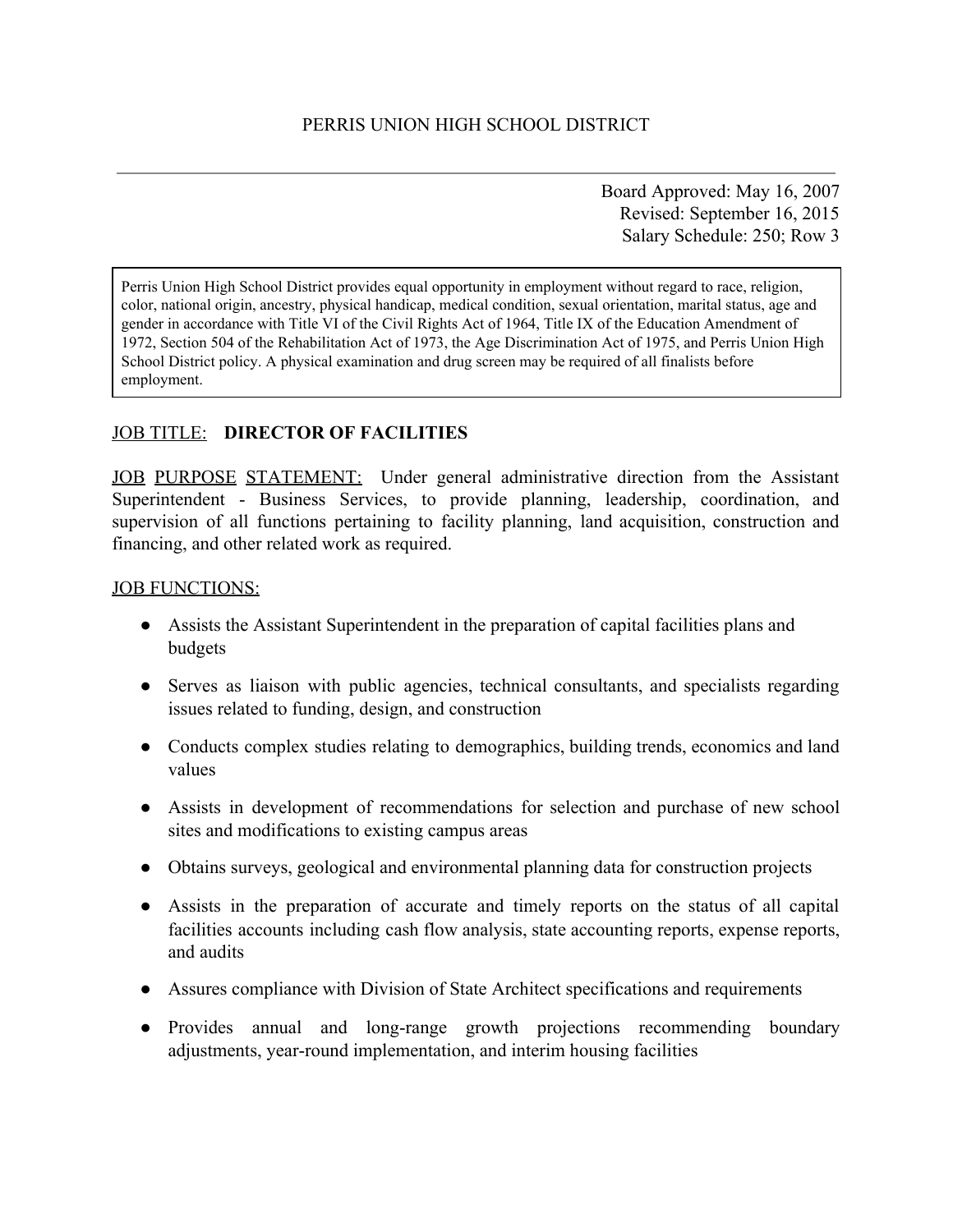PERRIS UNION HIGH SCHOOL DISTRICT

---

Board Approved: May 16, 2007
Revised: September 16, 2015
Salary Schedule: 250; Row 3

> Perris Union High School District provides equal opportunity in employment without regard to race, religion, color, national origin, ancestry, physical handicap, medical condition, sexual orientation, marital status, age and gender in accordance with Title VI of the Civil Rights Act of 1964, Title IX of the Education Amendment of 1972, Section 504 of the Rehabilitation Act of 1973, the Age Discrimination Act of 1975, and Perris Union High School District policy. A physical examination and drug screen may be required of all finalists before employment.

JOB TITLE: **DIRECTOR OF FACILITIES**

JOB PURPOSE STATEMENT: Under general administrative direction from the Assistant Superintendent - Business Services, to provide planning, leadership, coordination, and supervision of all functions pertaining to facility planning, land acquisition, construction and financing, and other related work as required.

JOB FUNCTIONS:

- Assists the Assistant Superintendent in the preparation of capital facilities plans and budgets
- Serves as liaison with public agencies, technical consultants, and specialists regarding issues related to funding, design, and construction
- Conducts complex studies relating to demographics, building trends, economics and land values
- Assists in development of recommendations for selection and purchase of new school sites and modifications to existing campus areas
- Obtains surveys, geological and environmental planning data for construction projects
- Assists in the preparation of accurate and timely reports on the status of all capital facilities accounts including cash flow analysis, state accounting reports, expense reports, and audits
- Assures compliance with Division of State Architect specifications and requirements
- Provides annual and long-range growth projections recommending boundary adjustments, year-round implementation, and interim housing facilities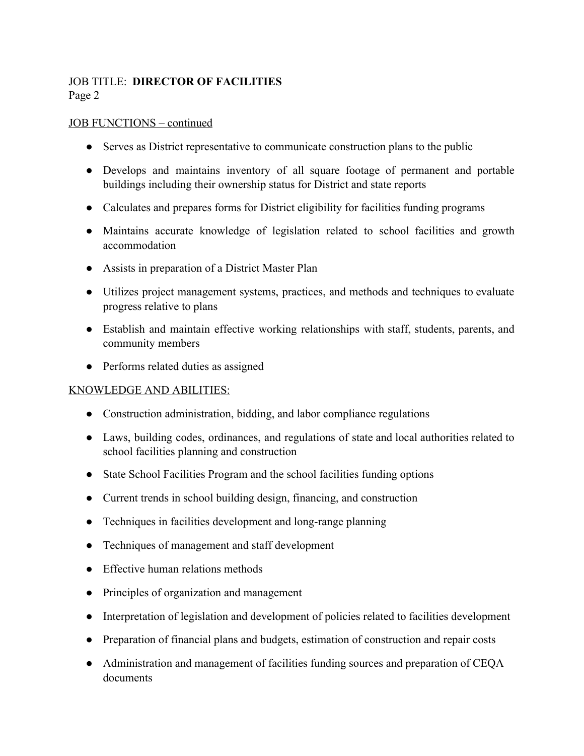## JOB FUNCTIONS – continued

- Serves as District representative to communicate construction plans to the public
- Develops and maintains inventory of all square footage of permanent and portable buildings including their ownership status for District and state reports
- Calculates and prepares forms for District eligibility for facilities funding programs
- Maintains accurate knowledge of legislation related to school facilities and growth accommodation
- Assists in preparation of a District Master Plan
- Utilizes project management systems, practices, and methods and techniques to evaluate progress relative to plans
- Establish and maintain effective working relationships with staff, students, parents, and community members
- Performs related duties as assigned

## KNOWLEDGE AND ABILITIES:

- Construction administration, bidding, and labor compliance regulations
- Laws, building codes, ordinances, and regulations of state and local authorities related to school facilities planning and construction
- State School Facilities Program and the school facilities funding options
- Current trends in school building design, financing, and construction
- Techniques in facilities development and long-range planning
- Techniques of management and staff development
- Effective human relations methods
- Principles of organization and management
- Interpretation of legislation and development of policies related to facilities development
- Preparation of financial plans and budgets, estimation of construction and repair costs
- Administration and management of facilities funding sources and preparation of CEQA documents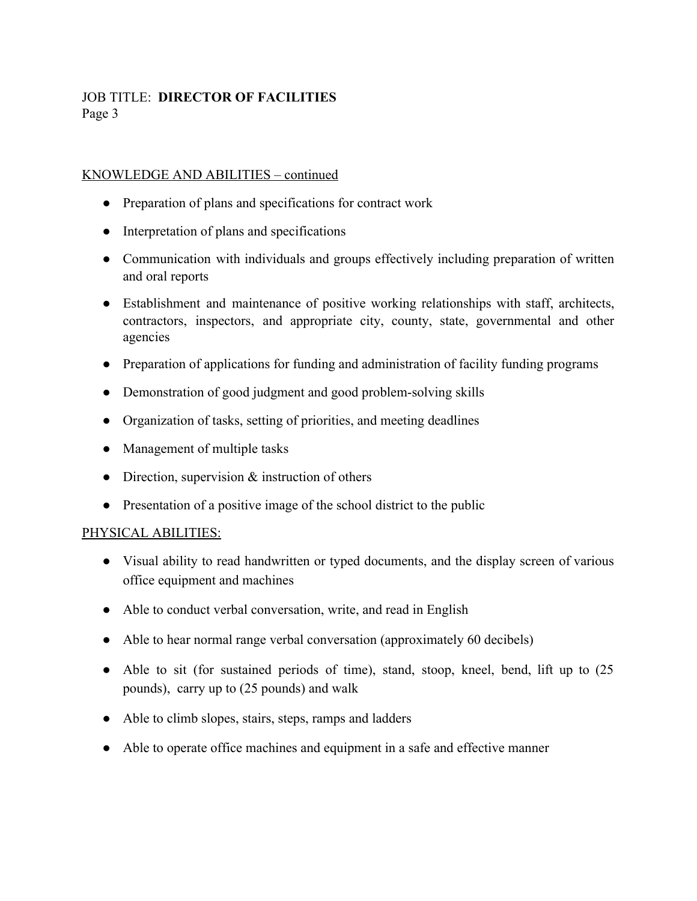## KNOWLEDGE AND ABILITIES – continued

- Preparation of plans and specifications for contract work
- Interpretation of plans and specifications
- Communication with individuals and groups effectively including preparation of written and oral reports
- Establishment and maintenance of positive working relationships with staff, architects, contractors, inspectors, and appropriate city, county, state, governmental and other agencies
- Preparation of applications for funding and administration of facility funding programs
- Demonstration of good judgment and good problem-solving skills
- Organization of tasks, setting of priorities, and meeting deadlines
- Management of multiple tasks
- Direction, supervision & instruction of others
- Presentation of a positive image of the school district to the public

## PHYSICAL ABILITIES:

- Visual ability to read handwritten or typed documents, and the display screen of various office equipment and machines
- Able to conduct verbal conversation, write, and read in English
- Able to hear normal range verbal conversation (approximately 60 decibels)
- Able to sit (for sustained periods of time), stand, stoop, kneel, bend, lift up to (25 pounds), carry up to (25 pounds) and walk
- Able to climb slopes, stairs, steps, ramps and ladders
- Able to operate office machines and equipment in a safe and effective manner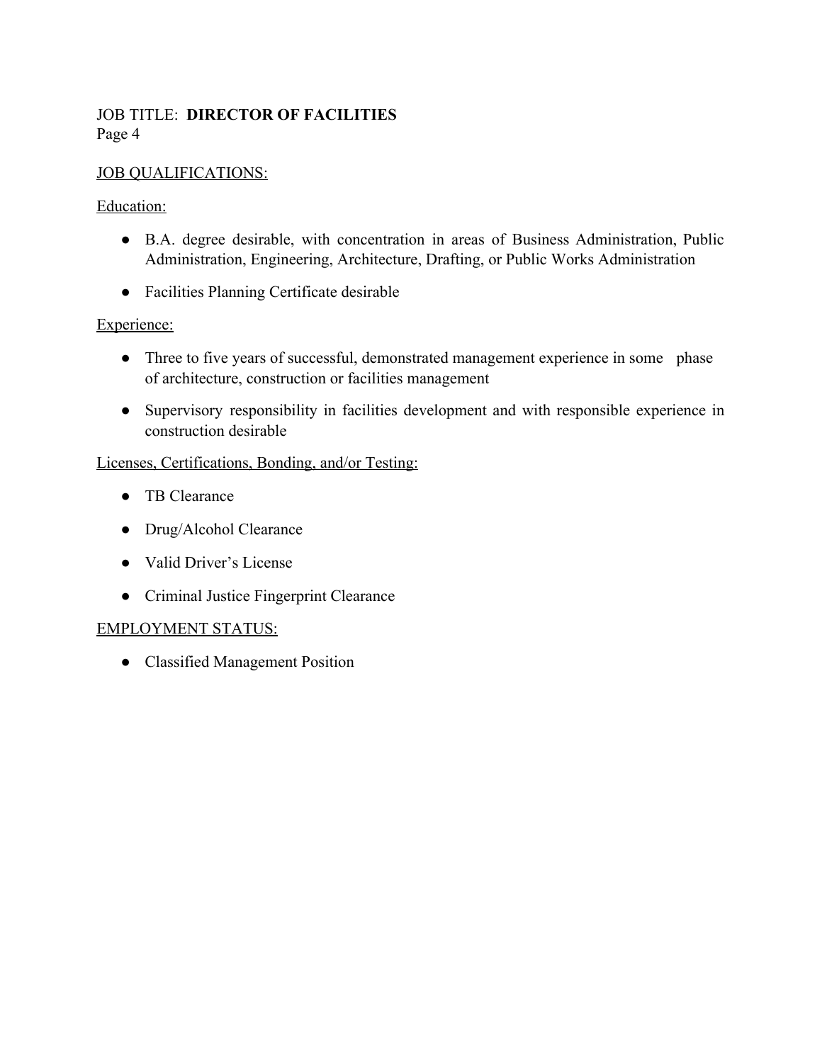## JOB QUALIFICATIONS:

### Education:

- B.A. degree desirable, with concentration in areas of Business Administration, Public Administration, Engineering, Architecture, Drafting, or Public Works Administration
- Facilities Planning Certificate desirable

### Experience:

- Three to five years of successful, demonstrated management experience in some phase of architecture, construction or facilities management
- Supervisory responsibility in facilities development and with responsible experience in construction desirable

### Licenses, Certifications, Bonding, and/or Testing:

- TB Clearance
- Drug/Alcohol Clearance
- Valid Driver's License
- Criminal Justice Fingerprint Clearance

## EMPLOYMENT STATUS:

- Classified Management Position